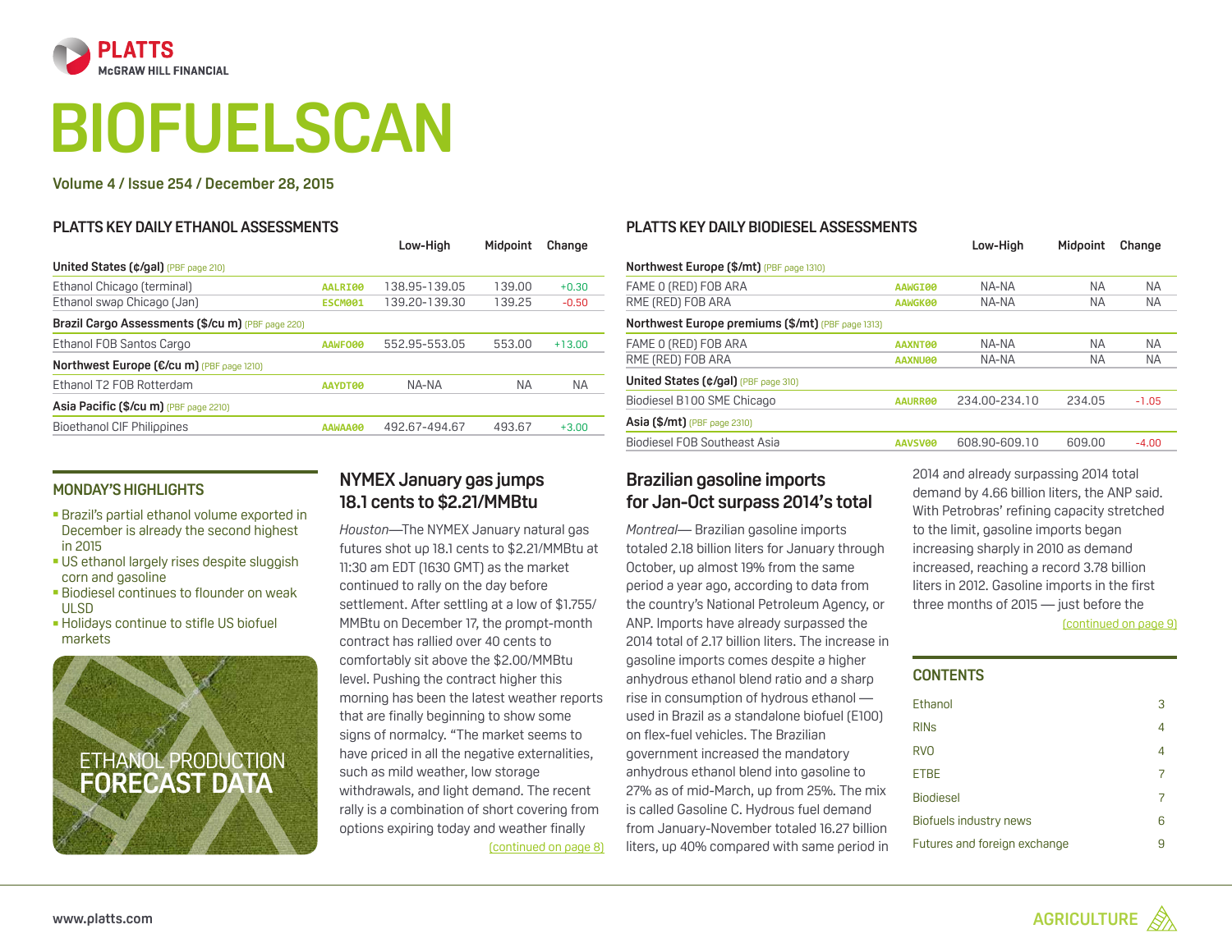PLATTS
McGRAW HILL FINANCIAL

# BIOFUELSCAN

Volume 4 / Issue 254 / December 28, 2015

## PLATTS KEY DAILY ETHANOL ASSESSMENTS

| | | Low-High | Midpoint | Change |
|---|---|---|---|---|
| **United States (¢/gal)** (PBF page 210) | | | | |
| Ethanol Chicago (terminal) | AALRI00 | 138.95-139.05 | 139.00 | +0.30 |
| Ethanol swap Chicago (Jan) | ESCM001 | 139.20-139.30 | 139.25 | -0.50 |
| **Brazil Cargo Assessments ($/cu m)** (PBF page 220) | | | | |
| Ethanol FOB Santos Cargo | AAWFO00 | 552.95-553.05 | 553.00 | +13.00 |
| **Northwest Europe (€/cu m)** (PBF page 1210) | | | | |
| Ethanol T2 FOB Rotterdam | AAYDT00 | NA-NA | NA | NA |
| **Asia Pacific ($/cu m)** (PBF page 2210) | | | | |
| Bioethanol CIF Philippines | AAWAA00 | 492.67-494.67 | 493.67 | +3.00 |

## PLATTS KEY DAILY BIODIESEL ASSESSMENTS

| | | Low-High | Midpoint | Change |
|---|---|---|---|---|
| **Northwest Europe ($/mt)** (PBF page 1310) | | | | |
| FAME 0 (RED) FOB ARA | AAWGI00 | NA-NA | NA | NA |
| RME (RED) FOB ARA | AAWGK00 | NA-NA | NA | NA |
| **Northwest Europe premiums ($/mt)** (PBF page 1313) | | | | |
| FAME 0 (RED) FOB ARA | AAXNT00 | NA-NA | NA | NA |
| RME (RED) FOB ARA | AAXNU00 | NA-NA | NA | NA |
| **United States (¢/gal)** (PBF page 310) | | | | |
| Biodiesel B100 SME Chicago | AAURR00 | 234.00-234.10 | 234.05 | -1.05 |
| **Asia ($/mt)** (PBF page 2310) | | | | |
| Biodiesel FOB Southeast Asia | AAVSV00 | 608.90-609.10 | 609.00 | -4.00 |

## MONDAY'S HIGHLIGHTS

- Brazil's partial ethanol volume exported in December is already the second highest in 2015
- US ethanol largely rises despite sluggish corn and gasoline
- Biodiesel continues to flounder on weak ULSD
- Holidays continue to stifle US biofuel markets

ETHANOL PRODUCTION
FORECAST DATA

## NYMEX January gas jumps 18.1 cents to $2.21/MMBtu

*Houston*—The NYMEX January natural gas futures shot up 18.1 cents to $2.21/MMBtu at 11:30 am EDT (1630 GMT) as the market continued to rally on the day before settlement. After settling at a low of $1.755/MMBtu on December 17, the prompt-month contract has rallied over 40 cents to comfortably sit above the $2.00/MMBtu level. Pushing the contract higher this morning has been the latest weather reports that are finally beginning to show some signs of normalcy. "The market seems to have priced in all the negative externalities, such as mild weather, low storage withdrawals, and light demand. The recent rally is a combination of short covering from options expiring today and weather finally

(continued on page 8)

## Brazilian gasoline imports for Jan-Oct surpass 2014's total

*Montreal*— Brazilian gasoline imports totaled 2.18 billion liters for January through October, up almost 19% from the same period a year ago, according to data from the country's National Petroleum Agency, or ANP. Imports have already surpassed the 2014 total of 2.17 billion liters. The increase in gasoline imports comes despite a higher anhydrous ethanol blend ratio and a sharp rise in consumption of hydrous ethanol — used in Brazil as a standalone biofuel (E100) on flex-fuel vehicles. The Brazilian government increased the mandatory anhydrous ethanol blend into gasoline to 27% as of mid-March, up from 25%. The mix is called Gasoline C. Hydrous fuel demand from January-November totaled 16.27 billion liters, up 40% compared with same period in 2014 and already surpassing 2014 total demand by 4.66 billion liters, the ANP said. With Petrobras' refining capacity stretched to the limit, gasoline imports began increasing sharply in 2010 as demand increased, reaching a record 3.78 billion liters in 2012. Gasoline imports in the first three months of 2015 — just before the

(continued on page 9)

## CONTENTS

| | |
|---|---|
| Ethanol | 3 |
| RINs | 4 |
| RVO | 4 |
| ETBE | 7 |
| Biodiesel | 7 |
| Biofuels industry news | 6 |
| Futures and foreign exchange | 9 |

www.platts.com

AGRICULTURE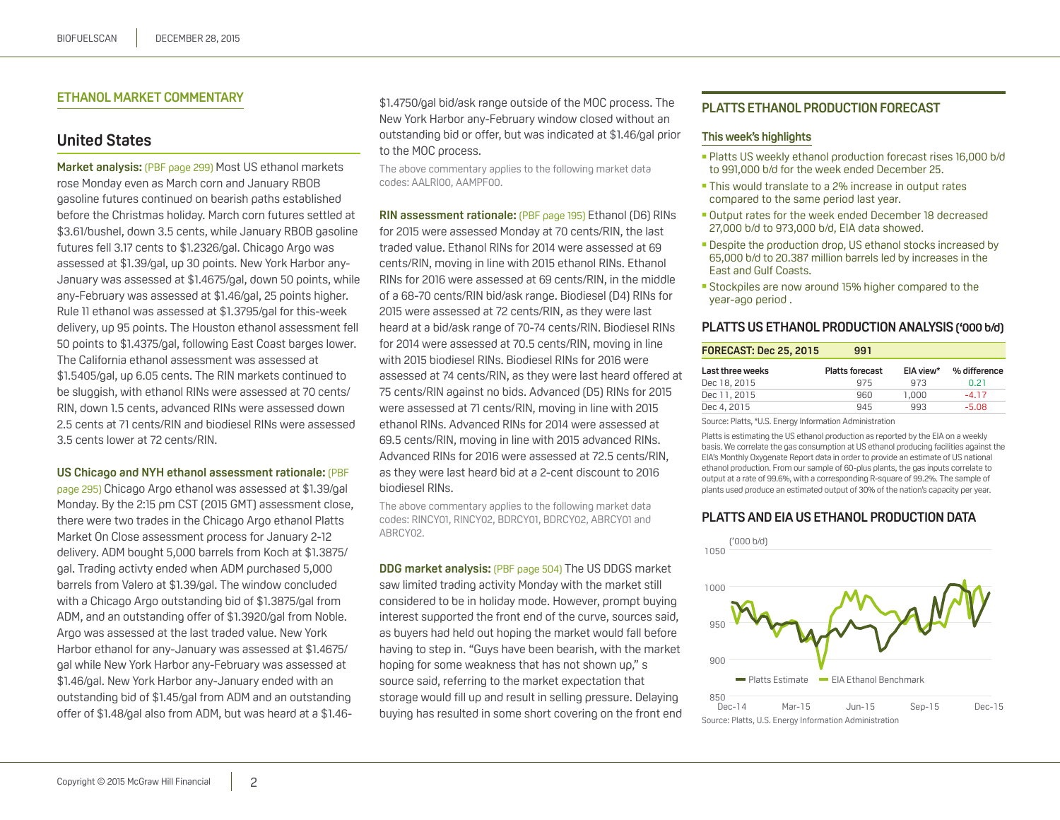## ETHANOL MARKET COMMENTARY

## United States

**Market analysis:** (PBF page 299) Most US ethanol markets rose Monday even as March corn and January RBOB gasoline futures continued on bearish paths established before the Christmas holiday. March corn futures settled at $3.61/bushel, down 3.5 cents, while January RBOB gasoline futures fell 3.17 cents to $1.2326/gal. Chicago Argo was assessed at $1.39/gal, up 30 points. New York Harbor any-January was assessed at $1.4675/gal, down 50 points, while any-February was assessed at $1.46/gal, 25 points higher. Rule 11 ethanol was assessed at $1.3795/gal for this-week delivery, up 95 points. The Houston ethanol assessment fell 50 points to $1.4375/gal, following East Coast barges lower. The California ethanol assessment was assessed at $1.5405/gal, up 6.05 cents. The RIN markets continued to be sluggish, with ethanol RINs were assessed at 70 cents/RIN, down 1.5 cents, advanced RINs were assessed down 2.5 cents at 71 cents/RIN and biodiesel RINs were assessed 3.5 cents lower at 72 cents/RIN.

**US Chicago and NYH ethanol assessment rationale:** (PBF page 295) Chicago Argo ethanol was assessed at $1.39/gal Monday. By the 2:15 pm CST (2015 GMT) assessment close, there were two trades in the Chicago Argo ethanol Platts Market On Close assessment process for January 2-12 delivery. ADM bought 5,000 barrels from Koch at $1.3875/gal. Trading activty ended when ADM purchased 5,000 barrels from Valero at $1.39/gal. The window concluded with a Chicago Argo outstanding bid of $1.3875/gal from ADM, and an outstanding offer of $1.3920/gal from Noble. Argo was assessed at the last traded value. New York Harbor ethanol for any-January was assessed at $1.4675/gal while New York Harbor any-February was assessed at $1.46/gal. New York Harbor any-January ended with an outstanding bid of $1.45/gal from ADM and an outstanding offer of $1.48/gal also from ADM, but was heard at a $1.46-$1.4750/gal bid/ask range outside of the MOC process. The New York Harbor any-February window closed without an outstanding bid or offer, but was indicated at $1.46/gal prior to the MOC process.

The above commentary applies to the following market data codes: AALRI00, AAMPF00.

**RIN assessment rationale:** (PBF page 195) Ethanol (D6) RINs for 2015 were assessed Monday at 70 cents/RIN, the last traded value. Ethanol RINs for 2014 were assessed at 69 cents/RIN, moving in line with 2015 ethanol RINs. Ethanol RINs for 2016 were assessed at 69 cents/RIN, in the middle of a 68-70 cents/RIN bid/ask range. Biodiesel (D4) RINs for 2015 were assessed at 72 cents/RIN, as they were last heard at a bid/ask range of 70-74 cents/RIN. Biodiesel RINs for 2014 were assessed at 70.5 cents/RIN, moving in line with 2015 biodiesel RINs. Biodiesel RINs for 2016 were assessed at 74 cents/RIN, as they were last heard offered at 75 cents/RIN against no bids. Advanced (D5) RINs for 2015 were assessed at 71 cents/RIN, moving in line with 2015 ethanol RINs. Advanced RINs for 2014 were assessed at 69.5 cents/RIN, moving in line with 2015 advanced RINs. Advanced RINs for 2016 were assessed at 72.5 cents/RIN, as they were last heard bid at a 2-cent discount to 2016 biodiesel RINs.

The above commentary applies to the following market data codes: RINCY01, RINCY02, BDRCY01, BDRCY02, ABRCY01 and ABRCY02.

**DDG market analysis:** (PBF page 504) The US DDGS market saw limited trading activity Monday with the market still considered to be in holiday mode. However, prompt buying interest supported the front end of the curve, sources said, as buyers had held out hoping the market would fall before having to step in. "Guys have been bearish, with the market hoping for some weakness that has not shown up," s source said, referring to the market expectation that storage would fill up and result in selling pressure. Delaying buying has resulted in some short covering on the front end

## PLATTS ETHANOL PRODUCTION FORECAST

### This week's highlights

- Platts US weekly ethanol production forecast rises 16,000 b/d to 991,000 b/d for the week ended December 25.
- This would translate to a 2% increase in output rates compared to the same period last year.
- Output rates for the week ended December 18 decreased 27,000 b/d to 973,000 b/d, EIA data showed.
- Despite the production drop, US ethanol stocks increased by 65,000 b/d to 20.387 million barrels led by increases in the East and Gulf Coasts.
- Stockpiles are now around 15% higher compared to the year-ago period .

### PLATTS US ETHANOL PRODUCTION ANALYSIS ('000 b/d)

| FORECAST: Dec 25, 2015 | 991 | | |
|---|---|---|---|
| **Last three weeks** | **Platts forecast** | **EIA view*** | **% difference** |
| Dec 18, 2015 | 975 | 973 | 0.21 |
| Dec 11, 2015 | 960 | 1,000 | -4.17 |
| Dec 4, 2015 | 945 | 993 | -5.08 |

Source: Platts, *U.S. Energy Information Administration

Platts is estimating the US ethanol production as reported by the EIA on a weekly basis. We correlate the gas consumption at US ethanol producing facilities against the EIA's Monthly Oxygenate Report data in order to provide an estimate of US national ethanol production. From our sample of 60-plus plants, the gas inputs correlate to output at a rate of 99.6%, with a corresponding R-square of 99.2%. The sample of plants used produce an estimated output of 30% of the nation's capacity per year.

### PLATTS AND EIA US ETHANOL PRODUCTION DATA

Source: Platts, U.S. Energy Information Administration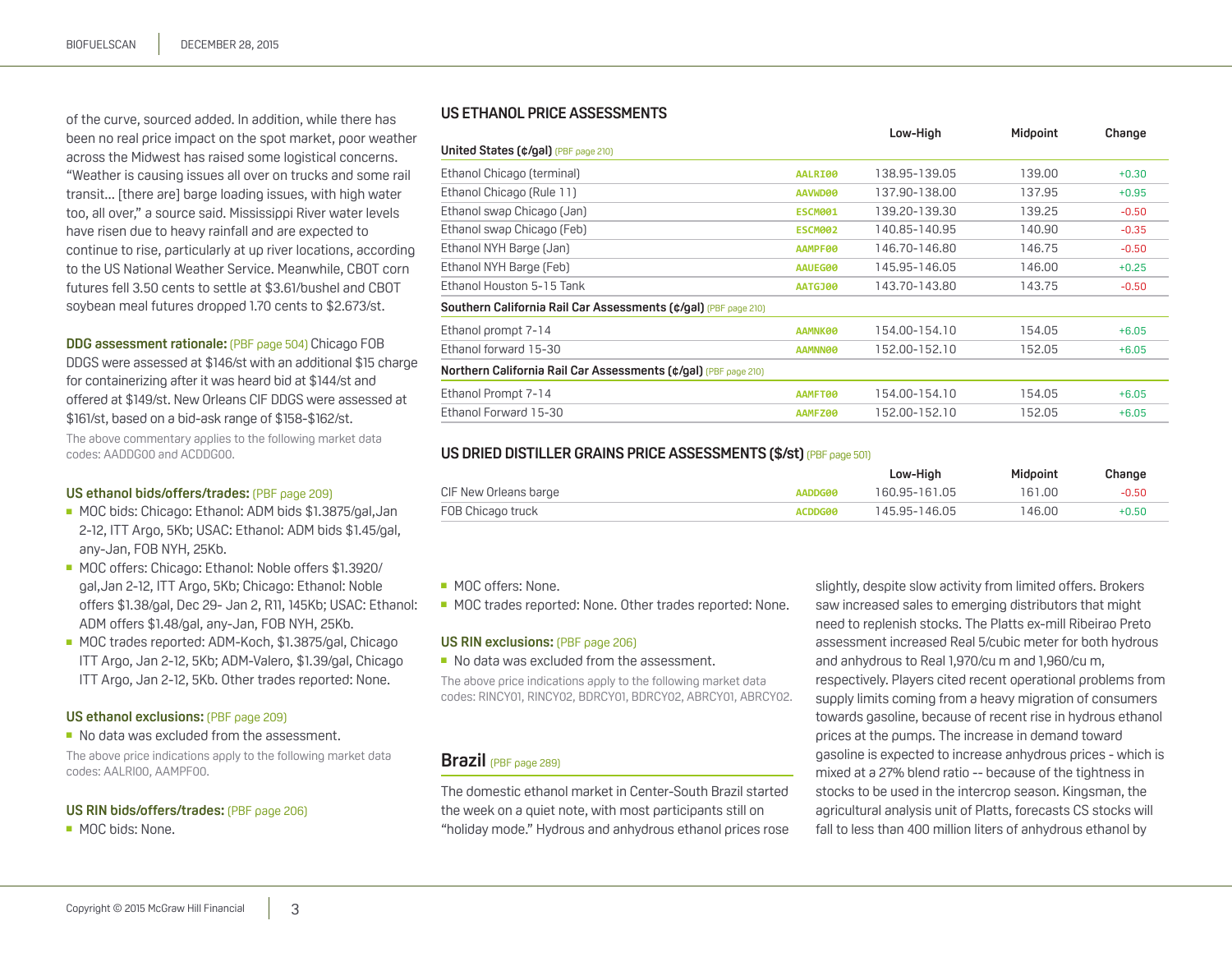of the curve, sourced added. In addition, while there has been no real price impact on the spot market, poor weather across the Midwest has raised some logistical concerns. "Weather is causing issues all over on trucks and some rail transit... [there are] barge loading issues, with high water too, all over," a source said. Mississippi River water levels have risen due to heavy rainfall and are expected to continue to rise, particularly at up river locations, according to the US National Weather Service. Meanwhile, CBOT corn futures fell 3.50 cents to settle at $3.61/bushel and CBOT soybean meal futures dropped 1.70 cents to $2.673/st.

**DDG assessment rationale:** (PBF page 504) Chicago FOB DDGS were assessed at $146/st with an additional $15 charge for containerizing after it was heard bid at $144/st and offered at $149/st. New Orleans CIF DDGS were assessed at $161/st, based on a bid-ask range of $158-$162/st.

The above commentary applies to the following market data codes: AADDG00 and ACDDG00.

**US ethanol bids/offers/trades:** (PBF page 209)

- MOC bids: Chicago: Ethanol: ADM bids $1.3875/gal,Jan 2-12, ITT Argo, 5Kb; USAC: Ethanol: ADM bids $1.45/gal, any-Jan, FOB NYH, 25Kb.
- MOC offers: Chicago: Ethanol: Noble offers $1.3920/gal,Jan 2-12, ITT Argo, 5Kb; Chicago: Ethanol: Noble offers $1.38/gal, Dec 29- Jan 2, R11, 145Kb; USAC: Ethanol: ADM offers $1.48/gal, any-Jan, FOB NYH, 25Kb.
- MOC trades reported: ADM-Koch, $1.3875/gal, Chicago ITT Argo, Jan 2-12, 5Kb; ADM-Valero, $1.39/gal, Chicago ITT Argo, Jan 2-12, 5Kb. Other trades reported: None.

**US ethanol exclusions:** (PBF page 209)

- No data was excluded from the assessment.

The above price indications apply to the following market data codes: AALRI00, AAMPF00.

**US RIN bids/offers/trades:** (PBF page 206)

- MOC bids: None.
- MOC offers: None.
- MOC trades reported: None. Other trades reported: None.

**US RIN exclusions:** (PBF page 206)

- No data was excluded from the assessment.

The above price indications apply to the following market data codes: RINCY01, RINCY02, BDRCY01, BDRCY02, ABRCY01, ABRCY02.

## US ETHANOL PRICE ASSESSMENTS

| | | Low-High | Midpoint | Change |
|---|---|---|---|---|
| **United States (¢/gal)** (PBF page 210) | | | | |
| Ethanol Chicago (terminal) | AALRI00 | 138.95-139.05 | 139.00 | +0.30 |
| Ethanol Chicago (Rule 11) | AAVWD00 | 137.90-138.00 | 137.95 | +0.95 |
| Ethanol swap Chicago (Jan) | ESCM001 | 139.20-139.30 | 139.25 | -0.50 |
| Ethanol swap Chicago (Feb) | ESCM002 | 140.85-140.95 | 140.90 | -0.35 |
| Ethanol NYH Barge (Jan) | AAMPF00 | 146.70-146.80 | 146.75 | -0.50 |
| Ethanol NYH Barge (Feb) | AAUEG00 | 145.95-146.05 | 146.00 | +0.25 |
| Ethanol Houston 5-15 Tank | AATGJ00 | 143.70-143.80 | 143.75 | -0.50 |
| **Southern California Rail Car Assessments (¢/gal)** (PBF page 210) | | | | |
| Ethanol prompt 7-14 | AAMNK00 | 154.00-154.10 | 154.05 | +6.05 |
| Ethanol forward 15-30 | AAMNN00 | 152.00-152.10 | 152.05 | +6.05 |
| **Northern California Rail Car Assessments (¢/gal)** (PBF page 210) | | | | |
| Ethanol Prompt 7-14 | AAMFT00 | 154.00-154.10 | 154.05 | +6.05 |
| Ethanol Forward 15-30 | AAMFZ00 | 152.00-152.10 | 152.05 | +6.05 |

## US DRIED DISTILLER GRAINS PRICE ASSESSMENTS ($/st) (PBF page 501)

| | | Low-High | Midpoint | Change |
|---|---|---|---|---|
| CIF New Orleans barge | AADDG00 | 160.95-161.05 | 161.00 | -0.50 |
| FOB Chicago truck | ACDDG00 | 145.95-146.05 | 146.00 | +0.50 |

## Brazil (PBF page 289)

The domestic ethanol market in Center-South Brazil started the week on a quiet note, with most participants still on "holiday mode." Hydrous and anhydrous ethanol prices rose slightly, despite slow activity from limited offers. Brokers saw increased sales to emerging distributors that might need to replenish stocks. The Platts ex-mill Ribeirao Preto assessment increased Real 5/cubic meter for both hydrous and anhydrous to Real 1,970/cu m and 1,960/cu m, respectively. Players cited recent operational problems from supply limits coming from a heavy migration of consumers towards gasoline, because of recent rise in hydrous ethanol prices at the pumps. The increase in demand toward gasoline is expected to increase anhydrous prices - which is mixed at a 27% blend ratio -- because of the tightness in stocks to be used in the intercrop season. Kingsman, the agricultural analysis unit of Platts, forecasts CS stocks will fall to less than 400 million liters of anhydrous ethanol by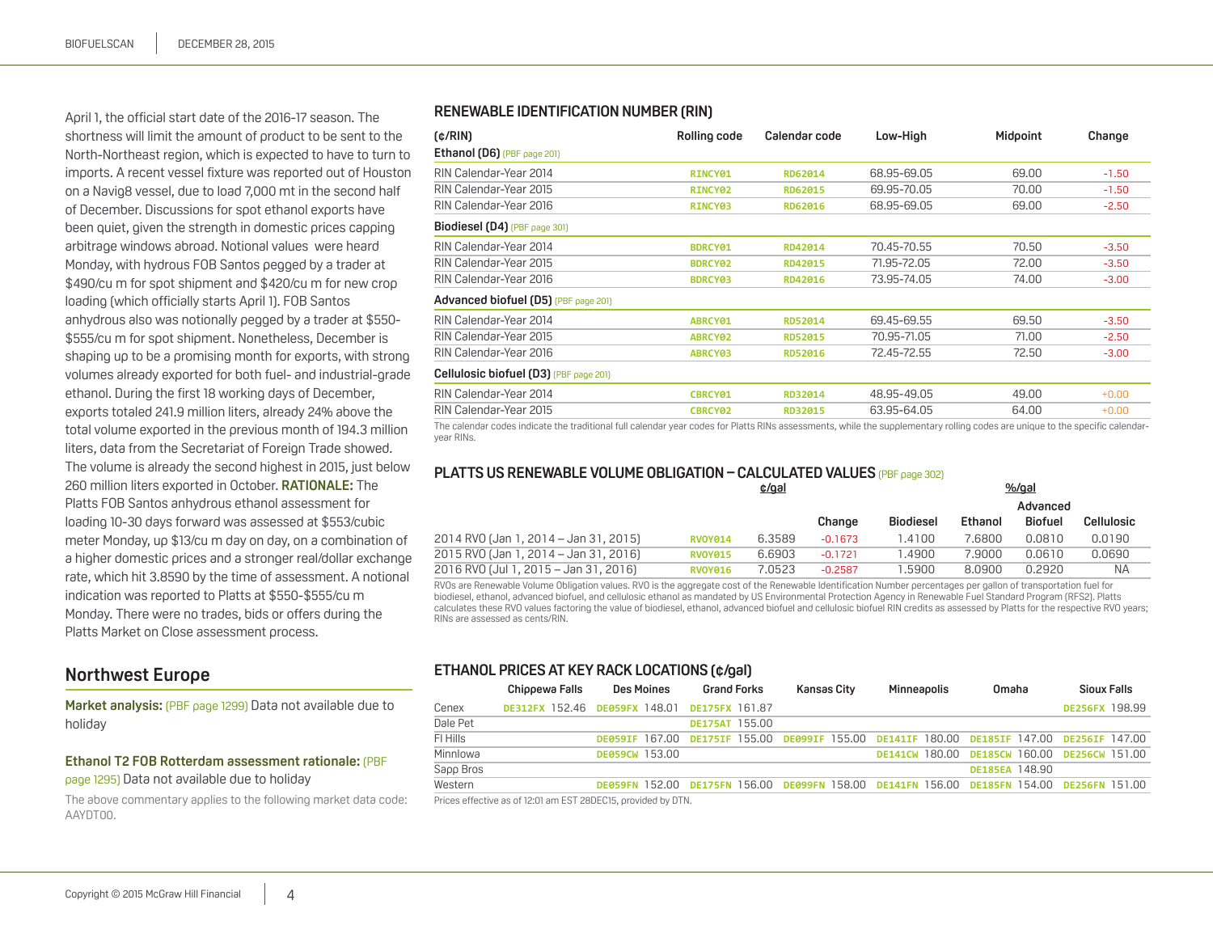April 1, the official start date of the 2016-17 season. The shortness will limit the amount of product to be sent to the North-Northeast region, which is expected to have to turn to imports. A recent vessel fixture was reported out of Houston on a Navig8 vessel, due to load 7,000 mt in the second half of December. Discussions for spot ethanol exports have been quiet, given the strength in domestic prices capping arbitrage windows abroad. Notional values were heard Monday, with hydrous FOB Santos pegged by a trader at $490/cu m for spot shipment and $420/cu m for new crop loading (which officially starts April 1). FOB Santos anhydrous also was notionally pegged by a trader at $550-$555/cu m for spot shipment. Nonetheless, December is shaping up to be a promising month for exports, with strong volumes already exported for both fuel- and industrial-grade ethanol. During the first 18 working days of December, exports totaled 241.9 million liters, already 24% above the total volume exported in the previous month of 194.3 million liters, data from the Secretariat of Foreign Trade showed. The volume is already the second highest in 2015, just below 260 million liters exported in October. **RATIONALE:** The Platts FOB Santos anhydrous ethanol assessment for loading 10-30 days forward was assessed at $553/cubic meter Monday, up $13/cu m day on day, on a combination of a higher domestic prices and a stronger real/dollar exchange rate, which hit 3.8590 by the time of assessment. A notional indication was reported to Platts at $550-$555/cu m Monday. There were no trades, bids or offers during the Platts Market on Close assessment process.

## Northwest Europe

**Market analysis:** (PBF page 1299) Data not available due to holiday

**Ethanol T2 FOB Rotterdam assessment rationale:** (PBF page 1295) Data not available due to holiday

The above commentary applies to the following market data code: AAYDT00.

### RENEWABLE IDENTIFICATION NUMBER (RIN)

| (¢/RIN) | Rolling code | Calendar code | Low-High | Midpoint | Change |
|---|---|---|---|---|---|
| **Ethanol (D6)** (PBF page 201) | | | | | |
| RIN Calendar-Year 2014 | RINCY01 | RD62014 | 68.95-69.05 | 69.00 | -1.50 |
| RIN Calendar-Year 2015 | RINCY02 | RD62015 | 69.95-70.05 | 70.00 | -1.50 |
| RIN Calendar-Year 2016 | RINCY03 | RD62016 | 68.95-69.05 | 69.00 | -2.50 |
| **Biodiesel (D4)** (PBF page 301) | | | | | |
| RIN Calendar-Year 2014 | BDRCY01 | RD42014 | 70.45-70.55 | 70.50 | -3.50 |
| RIN Calendar-Year 2015 | BDRCY02 | RD42015 | 71.95-72.05 | 72.00 | -3.50 |
| RIN Calendar-Year 2016 | BDRCY03 | RD42016 | 73.95-74.05 | 74.00 | -3.00 |
| **Advanced biofuel (D5)** (PBF page 201) | | | | | |
| RIN Calendar-Year 2014 | ABRCY01 | RD52014 | 69.45-69.55 | 69.50 | -3.50 |
| RIN Calendar-Year 2015 | ABRCY02 | RD52015 | 70.95-71.05 | 71.00 | -2.50 |
| RIN Calendar-Year 2016 | ABRCY03 | RD52016 | 72.45-72.55 | 72.50 | -3.00 |
| **Cellulosic biofuel (D3)** (PBF page 201) | | | | | |
| RIN Calendar-Year 2014 | CBRCY01 | RD32014 | 48.95-49.05 | 49.00 | +0.00 |
| RIN Calendar-Year 2015 | CBRCY02 | RD32015 | 63.95-64.05 | 64.00 | +0.00 |

The calendar codes indicate the traditional full calendar year codes for Platts RINs assessments, while the supplementary rolling codes are unique to the specific calendar-year RINs.

### PLATTS US RENEWABLE VOLUME OBLIGATION – CALCULATED VALUES (PBF page 302)

| | | ¢/gal | | %/gal | | | |
|---|---|---|---|---|---|---|---|
| | | | Change | Biodiesel | Ethanol | Advanced Biofuel | Cellulosic |
| 2014 RVO (Jan 1, 2014 – Jan 31, 2015) | RVOY014 | 6.3589 | -0.1673 | 1.4100 | 7.6800 | 0.0810 | 0.0190 |
| 2015 RVO (Jan 1, 2014 – Jan 31, 2016) | RVOY015 | 6.6903 | -0.1721 | 1.4900 | 7.9000 | 0.0610 | 0.0690 |
| 2016 RVO (Jul 1, 2015 – Jan 31, 2016) | RVOY016 | 7.0523 | -0.2587 | 1.5900 | 8.0900 | 0.2920 | NA |

RVOs are Renewable Volume Obligation values. RVO is the aggregate cost of the Renewable Identification Number percentages per gallon of transportation fuel for biodiesel, ethanol, advanced biofuel, and cellulosic ethanol as mandated by US Environmental Protection Agency in Renewable Fuel Standard Program (RFS2). Platts calculates these RVO values factoring the value of biodiesel, ethanol, advanced biofuel and cellulosic biofuel RIN credits as assessed by Platts for the respective RVO years; RINs are assessed as cents/RIN.

### ETHANOL PRICES AT KEY RACK LOCATIONS (¢/gal)

| | Chippewa Falls | Des Moines | Grand Forks | Kansas City | Minneapolis | Omaha | Sioux Falls |
|---|---|---|---|---|---|---|---|
| Cenex | DE312FX 152.46 | DE059FX 148.01 | DE175FX 161.87 | | | | DE256FX 198.99 |
| Dale Pet | | | DE175AT 155.00 | | | | |
| Fl Hills | | DE059IF 167.00 | DE175IF 155.00 | DE099IF 155.00 | DE141IF 180.00 | DE185IF 147.00 | DE256IF 147.00 |
| Minnlowa | | DE059CW 153.00 | | | DE141CW 180.00 | DE185CW 160.00 | DE256CW 151.00 |
| Sapp Bros | | | | | | DE185EA 148.90 | |
| Western | | DE059FN 152.00 | DE175FN 156.00 | DE099FN 158.00 | DE141FN 156.00 | DE185FN 154.00 | DE256FN 151.00 |

Prices effective as of 12:01 am EST 28DEC15, provided by DTN.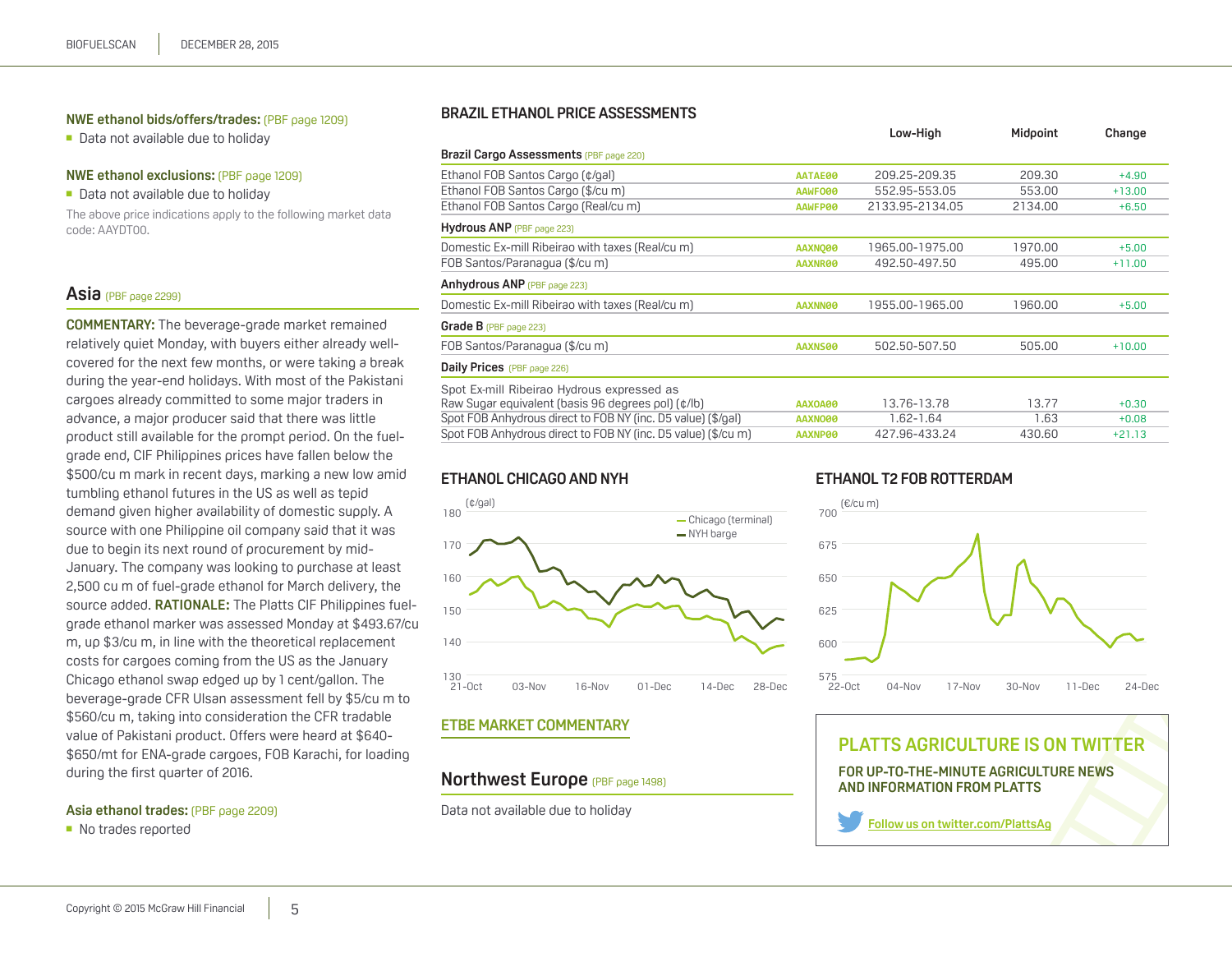**NWE ethanol bids/offers/trades:** (PBF page 1209)

- Data not available due to holiday

**NWE ethanol exclusions:** (PBF page 1209)

- Data not available due to holiday

The above price indications apply to the following market data code: AAYDT00.

## Asia (PBF page 2299)

**COMMENTARY:** The beverage-grade market remained relatively quiet Monday, with buyers either already well-covered for the next few months, or were taking a break during the year-end holidays. With most of the Pakistani cargoes already committed to some major traders in advance, a major producer said that there was little product still available for the prompt period. On the fuel-grade end, CIF Philippines prices have fallen below the $500/cu m mark in recent days, marking a new low amid tumbling ethanol futures in the US as well as tepid demand given higher availability of domestic supply. A source with one Philippine oil company said that it was due to begin its next round of procurement by mid-January. The company was looking to purchase at least 2,500 cu m of fuel-grade ethanol for March delivery, the source added. **RATIONALE:** The Platts CIF Philippines fuel-grade ethanol marker was assessed Monday at $493.67/cu m, up $3/cu m, in line with the theoretical replacement costs for cargoes coming from the US as the January Chicago ethanol swap edged up by 1 cent/gallon. The beverage-grade CFR Ulsan assessment fell by $5/cu m to $560/cu m, taking into consideration the CFR tradable value of Pakistani product. Offers were heard at $640-$650/mt for ENA-grade cargoes, FOB Karachi, for loading during the first quarter of 2016.

**Asia ethanol trades:** (PBF page 2209)

- No trades reported

## BRAZIL ETHANOL PRICE ASSESSMENTS

| | | Low-High | Midpoint | Change |
|---|---|---|---|---|
| **Brazil Cargo Assessments** (PBF page 220) | | | | |
| Ethanol FOB Santos Cargo (¢/gal) | AATAE00 | 209.25-209.35 | 209.30 | +4.90 |
| Ethanol FOB Santos Cargo ($/cu m) | AAWFO00 | 552.95-553.05 | 553.00 | +13.00 |
| Ethanol FOB Santos Cargo (Real/cu m) | AAWFP00 | 2133.95-2134.05 | 2134.00 | +6.50 |
| **Hydrous ANP** (PBF page 223) | | | | |
| Domestic Ex-mill Ribeirao with taxes (Real/cu m) | AAXNQ00 | 1965.00-1975.00 | 1970.00 | +5.00 |
| FOB Santos/Paranagua ($/cu m) | AAXNR00 | 492.50-497.50 | 495.00 | +11.00 |
| **Anhydrous ANP** (PBF page 223) | | | | |
| Domestic Ex-mill Ribeirao with taxes (Real/cu m) | AAXNN00 | 1955.00-1965.00 | 1960.00 | +5.00 |
| **Grade B** (PBF page 223) | | | | |
| FOB Santos/Paranagua ($/cu m) | AAXNS00 | 502.50-507.50 | 505.00 | +10.00 |
| **Daily Prices** (PBF page 226) | | | | |
| Spot Ex-mill Ribeirao Hydrous expressed as Raw Sugar equivalent (basis 96 degrees pol) (¢/lb) | AAXOA00 | 13.76-13.78 | 13.77 | +0.30 |
| Spot FOB Anhydrous direct to FOB NY (inc. D5 value) ($/gal) | AAXNO00 | 1.62-1.64 | 1.63 | +0.08 |
| Spot FOB Anhydrous direct to FOB NY (inc. D5 value) ($/cu m) | AAXNP00 | 427.96-433.24 | 430.60 | +21.13 |

## ETHANOL CHICAGO AND NYH

## ETHANOL T2 FOB ROTTERDAM

## ETBE MARKET COMMENTARY

## Northwest Europe (PBF page 1498)

Data not available due to holiday

**PLATTS AGRICULTURE IS ON TWITTER**

**FOR UP-TO-THE-MINUTE AGRICULTURE NEWS AND INFORMATION FROM PLATTS**

Follow us on twitter.com/PlattsAg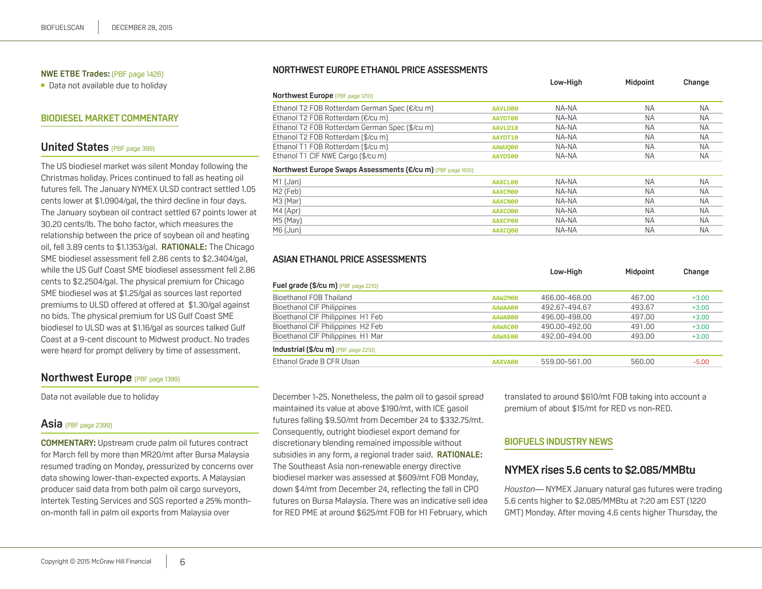**NWE ETBE Trades:** (PBF page 1426)

- Data not available due to holiday

## BIODIESEL MARKET COMMENTARY

### United States (PBF page 399)

The US biodiesel market was silent Monday following the Christmas holiday. Prices continued to fall as heating oil futures fell. The January NYMEX ULSD contract settled 1.05 cents lower at $1.0904/gal, the third decline in four days. The January soybean oil contract settled 67 points lower at 30.20 cents/lb. The boho factor, which measures the relationship between the price of soybean oil and heating oil, fell 3.89 cents to $1.1353/gal. **RATIONALE:** The Chicago SME biodiesel assessment fell 2.86 cents to $2.3404/gal, while the US Gulf Coast SME biodiesel assessment fell 2.86 cents to $2.2504/gal. The physical premium for Chicago SME biodiesel was at $1.25/gal as sources last reported premiums to ULSD offered at offered at $1.30/gal against no bids. The physical premium for US Gulf Coast SME biodiesel to ULSD was at $1.16/gal as sources talked Gulf Coast at a 9-cent discount to Midwest product. No trades were heard for prompt delivery by time of assessment.

### Northwest Europe (PBF page 1399)

Data not available due to holiday

### Asia (PBF page 2399)

**COMMENTARY:** Upstream crude palm oil futures contract for March fell by more than MR20/mt after Bursa Malaysia resumed trading on Monday, pressurized by concerns over data showing lower-than-expected exports. A Malaysian producer said data from both palm oil cargo surveyors, Intertek Testing Services and SGS reported a 25% month-on-month fall in palm oil exports from Malaysia over December 1-25. Nonetheless, the palm oil to gasoil spread maintained its value at above $190/mt, with ICE gasoil futures falling $9.50/mt from December 24 to $332.75/mt. Consequently, outright biodiesel export demand for discretionary blending remained impossible without subsidies in any form, a regional trader said. **RATIONALE:** The Southeast Asia non-renewable energy directive biodiesel marker was assessed at $609/mt FOB Monday, down $4/mt from December 24, reflecting the fall in CPO futures on Bursa Malaysia. There was an indicative sell idea for RED PME at around $625/mt FOB for H1 February, which translated to around $610/mt FOB taking into account a premium of about $15/mt for RED vs non-RED.

## NORTHWEST EUROPE ETHANOL PRICE ASSESSMENTS

| | | Low-High | Midpoint | Change |
|---|---|---|---|---|
| **Northwest Europe** (PBF page 1210) | | | | |
| Ethanol T2 FOB Rotterdam German Spec (€/cu m) | AAVLD00 | NA-NA | NA | NA |
| Ethanol T2 FOB Rotterdam (€/cu m) | AAYDT00 | NA-NA | NA | NA |
| Ethanol T2 FOB Rotterdam German Spec ($/cu m) | AAVLD10 | NA-NA | NA | NA |
| Ethanol T2 FOB Rotterdam ($/cu m) | AAYDT10 | NA-NA | NA | NA |
| Ethanol T1 FOB Rotterdam ($/cu m) | AAWUQ00 | NA-NA | NA | NA |
| Ethanol T1 CIF NWE Cargo ($/cu m) | AAYDS00 | NA-NA | NA | NA |
| **Northwest Europe Swaps Assessments (€/cu m)** (PBF page 1610) | | | | |
| M1 (Jan) | AAXCL00 | NA-NA | NA | NA |
| M2 (Feb) | AAXCM00 | NA-NA | NA | NA |
| M3 (Mar) | AAXCN00 | NA-NA | NA | NA |
| M4 (Apr) | AAXCO00 | NA-NA | NA | NA |
| M5 (May) | AAXCP00 | NA-NA | NA | NA |
| M6 (Jun) | AAXCQ00 | NA-NA | NA | NA |

## ASIAN ETHANOL PRICE ASSESSMENTS

| | | Low-High | Midpoint | Change |
|---|---|---|---|---|
| **Fuel grade ($/cu m)** (PBF page 2210) | | | | |
| Bioethanol FOB Thailand | AAWZM00 | 466.00-468.00 | 467.00 | +3.00 |
| Bioethanol CIF Philippines | AAWAA00 | 492.67-494.67 | 493.67 | +3.00 |
| Bioethanol CIF Philippines H1 Feb | AAWAB00 | 496.00-498.00 | 497.00 | +3.00 |
| Bioethanol CIF Philippines H2 Feb | AAWAC00 | 490.00-492.00 | 491.00 | +3.00 |
| Bioethanol CIF Philippines H1 Mar | AAWAE00 | 492.00-494.00 | 493.00 | +3.00 |
| **Industrial ($/cu m)** (PBF page 2210) | | | | |
| Ethanol Grade B CFR Ulsan | AAXVA00 | 559.00-561.00 | 560.00 | -5.00 |

## BIOFUELS INDUSTRY NEWS

### NYMEX rises 5.6 cents to $2.085/MMBtu

*Houston*— NYMEX January natural gas futures were trading 5.6 cents higher to $2.085/MMBtu at 7:20 am EST (1220 GMT) Monday. After moving 4.6 cents higher Thursday, the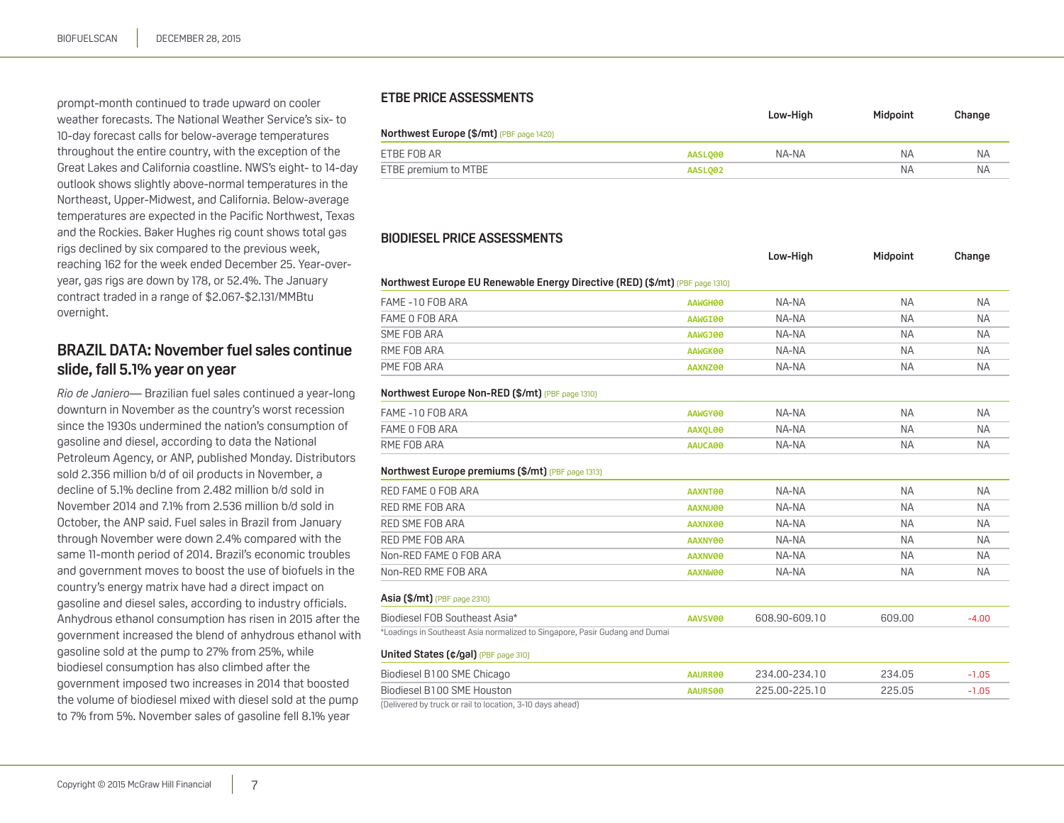prompt-month continued to trade upward on cooler weather forecasts. The National Weather Service's six- to 10-day forecast calls for below-average temperatures throughout the entire country, with the exception of the Great Lakes and California coastline. NWS's eight- to 14-day outlook shows slightly above-normal temperatures in the Northeast, Upper-Midwest, and California. Below-average temperatures are expected in the Pacific Northwest, Texas and the Rockies. Baker Hughes rig count shows total gas rigs declined by six compared to the previous week, reaching 162 for the week ended December 25. Year-over-year, gas rigs are down by 178, or 52.4%. The January contract traded in a range of $2.067-$2.131/MMBtu overnight.

## BRAZIL DATA: November fuel sales continue slide, fall 5.1% year on year

*Rio de Janiero*— Brazilian fuel sales continued a year-long downturn in November as the country's worst recession since the 1930s undermined the nation's consumption of gasoline and diesel, according to data the National Petroleum Agency, or ANP, published Monday. Distributors sold 2.356 million b/d of oil products in November, a decline of 5.1% decline from 2.482 million b/d sold in November 2014 and 7.1% from 2.536 million b/d sold in October, the ANP said. Fuel sales in Brazil from January through November were down 2.4% compared with the same 11-month period of 2014. Brazil's economic troubles and government moves to boost the use of biofuels in the country's energy matrix have had a direct impact on gasoline and diesel sales, according to industry officials. Anhydrous ethanol consumption has risen in 2015 after the government increased the blend of anhydrous ethanol with gasoline sold at the pump to 27% from 25%, while biodiesel consumption has also climbed after the government imposed two increases in 2014 that boosted the volume of biodiesel mixed with diesel sold at the pump to 7% from 5%. November sales of gasoline fell 8.1% year

## ETBE PRICE ASSESSMENTS

| | | Low-High | Midpoint | Change |
|---|---|---|---|---|
| **Northwest Europe ($/mt)** (PBF page 1420) | | | | |
| ETBE FOB AR | AASLQ00 | NA-NA | NA | NA |
| ETBE premium to MTBE | AASLQ02 | | NA | NA |

## BIODIESEL PRICE ASSESSMENTS

| | | Low-High | Midpoint | Change |
|---|---|---|---|---|
| **Northwest Europe EU Renewable Energy Directive (RED) ($/mt)** (PBF page 1310) | | | | |
| FAME -10 FOB ARA | AAWGH00 | NA-NA | NA | NA |
| FAME 0 FOB ARA | AAWGI00 | NA-NA | NA | NA |
| SME FOB ARA | AAWGJ00 | NA-NA | NA | NA |
| RME FOB ARA | AAWGK00 | NA-NA | NA | NA |
| PME FOB ARA | AAXNZ00 | NA-NA | NA | NA |
| **Northwest Europe Non-RED ($/mt)** (PBF page 1310) | | | | |
| FAME -10 FOB ARA | AAWGY00 | NA-NA | NA | NA |
| FAME 0 FOB ARA | AAXQL00 | NA-NA | NA | NA |
| RME FOB ARA | AAUCA00 | NA-NA | NA | NA |
| **Northwest Europe premiums ($/mt)** (PBF page 1313) | | | | |
| RED FAME 0 FOB ARA | AAXNT00 | NA-NA | NA | NA |
| RED RME FOB ARA | AAXNU00 | NA-NA | NA | NA |
| RED SME FOB ARA | AAXNX00 | NA-NA | NA | NA |
| RED PME FOB ARA | AAXNY00 | NA-NA | NA | NA |
| Non-RED FAME 0 FOB ARA | AAXNV00 | NA-NA | NA | NA |
| Non-RED RME FOB ARA | AAXNW00 | NA-NA | NA | NA |
| **Asia ($/mt)** (PBF page 2310) | | | | |
| Biodiesel FOB Southeast Asia* | AAVSV00 | 608.90-609.10 | 609.00 | -4.00 |
| **United States (¢/gal)** (PBF page 310) | | | | |
| Biodiesel B100 SME Chicago | AAURR00 | 234.00-234.10 | 234.05 | -1.05 |
| Biodiesel B100 SME Houston | AAURS00 | 225.00-225.10 | 225.05 | -1.05 |

*Loadings in Southeast Asia normalized to Singapore, Pasir Gudang and Dumai

(Delivered by truck or rail to location, 3-10 days ahead)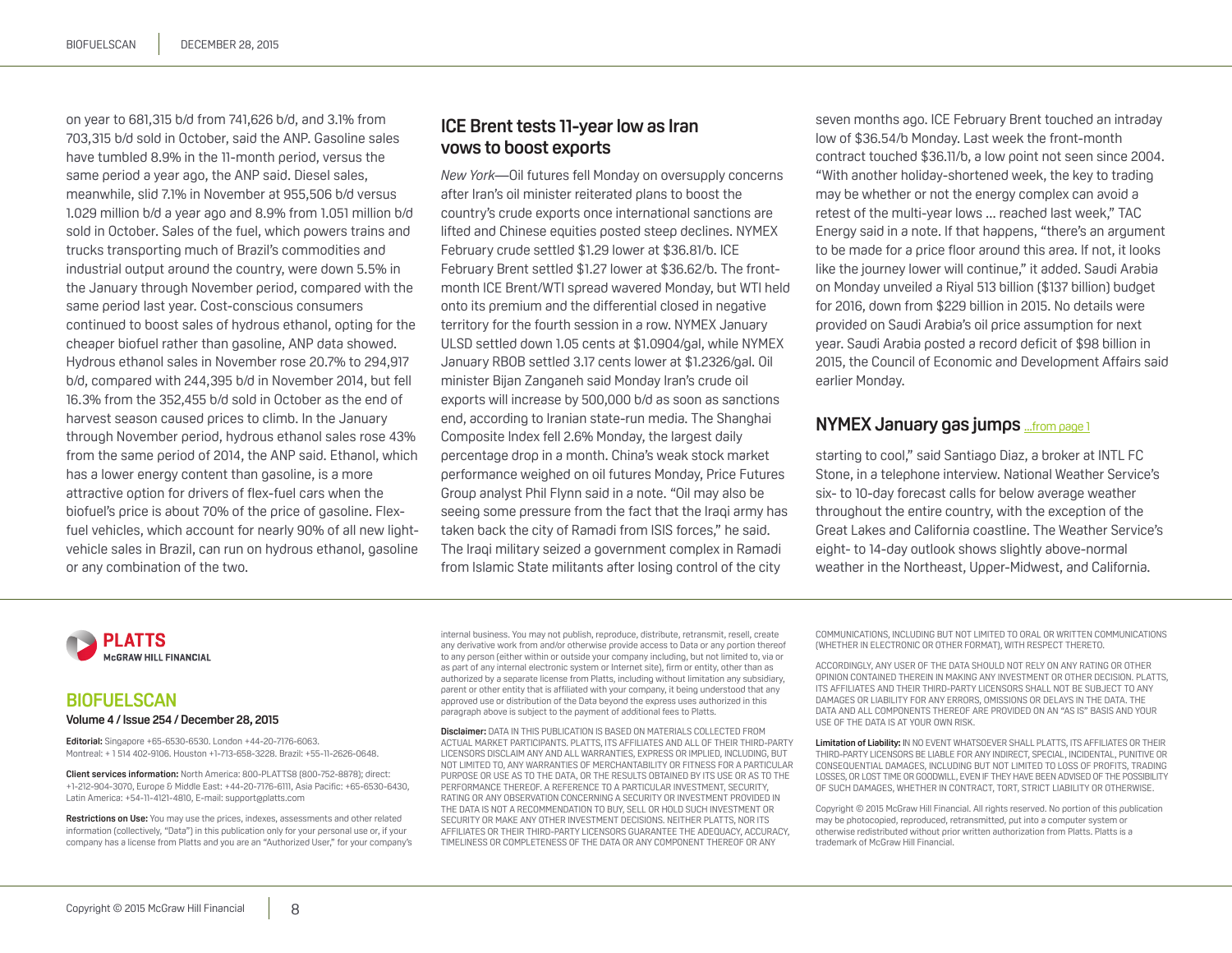on year to 681,315 b/d from 741,626 b/d, and 3.1% from 703,315 b/d sold in October, said the ANP. Gasoline sales have tumbled 8.9% in the 11-month period, versus the same period a year ago, the ANP said. Diesel sales, meanwhile, slid 7.1% in November at 955,506 b/d versus 1.029 million b/d a year ago and 8.9% from 1.051 million b/d sold in October. Sales of the fuel, which powers trains and trucks transporting much of Brazil's commodities and industrial output around the country, were down 5.5% in the January through November period, compared with the same period last year. Cost-conscious consumers continued to boost sales of hydrous ethanol, opting for the cheaper biofuel rather than gasoline, ANP data showed. Hydrous ethanol sales in November rose 20.7% to 294,917 b/d, compared with 244,395 b/d in November 2014, but fell 16.3% from the 352,455 b/d sold in October as the end of harvest season caused prices to climb. In the January through November period, hydrous ethanol sales rose 43% from the same period of 2014, the ANP said. Ethanol, which has a lower energy content than gasoline, is a more attractive option for drivers of flex-fuel cars when the biofuel's price is about 70% of the price of gasoline. Flex-fuel vehicles, which account for nearly 90% of all new light-vehicle sales in Brazil, can run on hydrous ethanol, gasoline or any combination of the two.

## ICE Brent tests 11-year low as Iran vows to boost exports

*New York*—Oil futures fell Monday on oversupply concerns after Iran's oil minister reiterated plans to boost the country's crude exports once international sanctions are lifted and Chinese equities posted steep declines. NYMEX February crude settled $1.29 lower at $36.81/b. ICE February Brent settled $1.27 lower at $36.62/b. The front-month ICE Brent/WTI spread wavered Monday, but WTI held onto its premium and the differential closed in negative territory for the fourth session in a row. NYMEX January ULSD settled down 1.05 cents at $1.0904/gal, while NYMEX January RBOB settled 3.17 cents lower at $1.2326/gal. Oil minister Bijan Zanganeh said Monday Iran's crude oil exports will increase by 500,000 b/d as soon as sanctions end, according to Iranian state-run media. The Shanghai Composite Index fell 2.6% Monday, the largest daily percentage drop in a month. China's weak stock market performance weighed on oil futures Monday, Price Futures Group analyst Phil Flynn said in a note. "Oil may also be seeing some pressure from the fact that the Iraqi army has taken back the city of Ramadi from ISIS forces," he said. The Iraqi military seized a government complex in Ramadi from Islamic State militants after losing control of the city seven months ago. ICE February Brent touched an intraday low of $36.54/b Monday. Last week the front-month contract touched $36.11/b, a low point not seen since 2004. "With another holiday-shortened week, the key to trading may be whether or not the energy complex can avoid a retest of the multi-year lows ... reached last week," TAC Energy said in a note. If that happens, "there's an argument to be made for a price floor around this area. If not, it looks like the journey lower will continue," it added. Saudi Arabia on Monday unveiled a Riyal 513 billion ($137 billion) budget for 2016, down from $229 billion in 2015. No details were provided on Saudi Arabia's oil price assumption for next year. Saudi Arabia posted a record deficit of $98 billion in 2015, the Council of Economic and Development Affairs said earlier Monday.

## NYMEX January gas jumps ...from page 1

starting to cool," said Santiago Diaz, a broker at INTL FC Stone, in a telephone interview. National Weather Service's six- to 10-day forecast calls for below average weather throughout the entire country, with the exception of the Great Lakes and California coastline. The Weather Service's eight- to 14-day outlook shows slightly above-normal weather in the Northeast, Upper-Midwest, and California.

---

**PLATTS**
McGRAW HILL FINANCIAL

**BIOFUELSCAN**

**Volume 4 / Issue 254 / December 28, 2015**

**Editorial:** Singapore +65-6530-6530. London +44-20-7176-6063. Montreal: + 1 514 402-9106. Houston +1-713-658-3228. Brazil: +55-11-2626-0648.

**Client services information:** North America: 800-PLATTS8 (800-752-8878); direct: +1-212-904-3070, Europe & Middle East: +44-20-7176-6111, Asia Pacific: +65-6530-6430, Latin America: +54-11-4121-4810, E-mail: support@platts.com

**Restrictions on Use:** You may use the prices, indexes, assessments and other related information (collectively, "Data") in this publication only for your personal use or, if your company has a license from Platts and you are an "Authorized User," for your company's internal business. You may not publish, reproduce, distribute, retransmit, resell, create any derivative work from and/or otherwise provide access to Data or any portion thereof to any person (either within or outside your company including, but not limited to, via or as part of any internal electronic system or Internet site), firm or entity, other than as authorized by a separate license from Platts, including without limitation any subsidiary, parent or other entity that is affiliated with your company, it being understood that any approved use or distribution of the Data beyond the express uses authorized in this paragraph above is subject to the payment of additional fees to Platts.

**Disclaimer:** DATA IN THIS PUBLICATION IS BASED ON MATERIALS COLLECTED FROM ACTUAL MARKET PARTICIPANTS. PLATTS, ITS AFFILIATES AND ALL OF THEIR THIRD-PARTY LICENSORS DISCLAIM ANY AND ALL WARRANTIES, EXPRESS OR IMPLIED, INCLUDING, BUT NOT LIMITED TO, ANY WARRANTIES OF MERCHANTABILITY OR FITNESS FOR A PARTICULAR PURPOSE OR USE AS TO THE DATA, OR THE RESULTS OBTAINED BY ITS USE OR AS TO THE PERFORMANCE THEREOF. A REFERENCE TO A PARTICULAR INVESTMENT, SECURITY, RATING OR ANY OBSERVATION CONCERNING A SECURITY OR INVESTMENT PROVIDED IN THE DATA IS NOT A RECOMMENDATION TO BUY, SELL OR HOLD SUCH INVESTMENT OR SECURITY OR MAKE ANY OTHER INVESTMENT DECISIONS. NEITHER PLATTS, NOR ITS AFFILIATES OR THEIR THIRD-PARTY LICENSORS GUARANTEE THE ADEQUACY, ACCURACY, TIMELINESS OR COMPLETENESS OF THE DATA OR ANY COMPONENT THEREOF OR ANY COMMUNICATIONS, INCLUDING BUT NOT LIMITED TO ORAL OR WRITTEN COMMUNICATIONS (WHETHER IN ELECTRONIC OR OTHER FORMAT), WITH RESPECT THERETO.

ACCORDINGLY, ANY USER OF THE DATA SHOULD NOT RELY ON ANY RATING OR OTHER OPINION CONTAINED THEREIN IN MAKING ANY INVESTMENT OR OTHER DECISION. PLATTS, ITS AFFILIATES AND THEIR THIRD-PARTY LICENSORS SHALL NOT BE SUBJECT TO ANY DAMAGES OR LIABILITY FOR ANY ERRORS, OMISSIONS OR DELAYS IN THE DATA. THE DATA AND ALL COMPONENTS THEREOF ARE PROVIDED ON AN "AS IS" BASIS AND YOUR USE OF THE DATA IS AT YOUR OWN RISK.

**Limitation of Liability:** IN NO EVENT WHATSOEVER SHALL PLATTS, ITS AFFILIATES OR THEIR THIRD-PARTY LICENSORS BE LIABLE FOR ANY INDIRECT, SPECIAL, INCIDENTAL, PUNITIVE OR CONSEQUENTIAL DAMAGES, INCLUDING BUT NOT LIMITED TO LOSS OF PROFITS, TRADING LOSSES, OR LOST TIME OR GOODWILL, EVEN IF THEY HAVE BEEN ADVISED OF THE POSSIBILITY OF SUCH DAMAGES, WHETHER IN CONTRACT, TORT, STRICT LIABILITY OR OTHERWISE.

Copyright © 2015 McGraw Hill Financial. All rights reserved. No portion of this publication may be photocopied, reproduced, retransmitted, put into a computer system or otherwise redistributed without prior written authorization from Platts. Platts is a trademark of McGraw Hill Financial.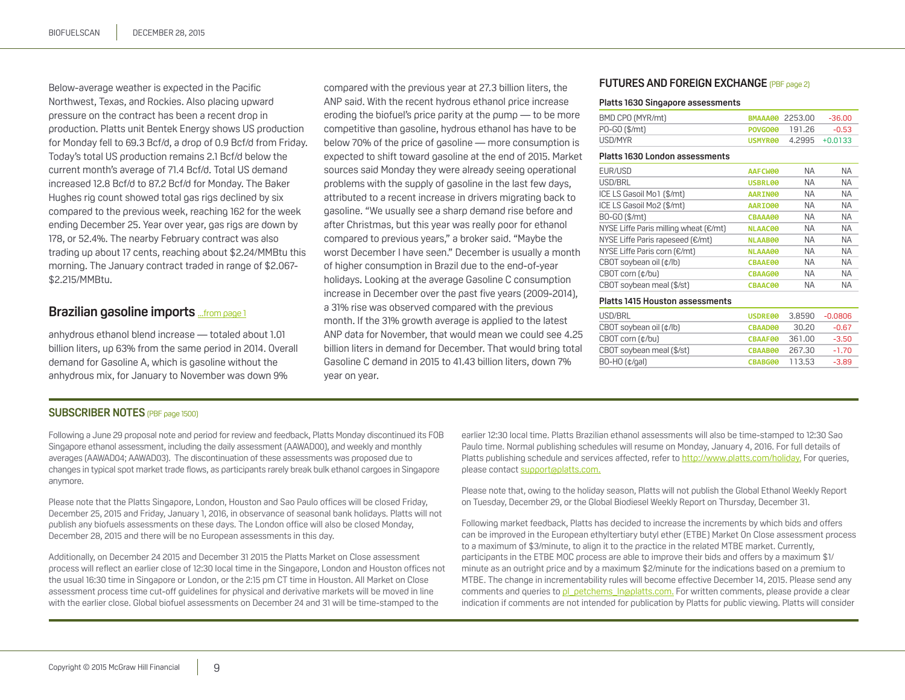Below-average weather is expected in the Pacific Northwest, Texas, and Rockies. Also placing upward pressure on the contract has been a recent drop in production. Platts unit Bentek Energy shows US production for Monday fell to 69.3 Bcf/d, a drop of 0.9 Bcf/d from Friday. Today's total US production remains 2.1 Bcf/d below the current month's average of 71.4 Bcf/d. Total US demand increased 12.8 Bcf/d to 87.2 Bcf/d for Monday. The Baker Hughes rig count showed total gas rigs declined by six compared to the previous week, reaching 162 for the week ending December 25. Year over year, gas rigs are down by 178, or 52.4%. The nearby February contract was also trading up about 17 cents, reaching about $2.24/MMBtu this morning. The January contract traded in range of $2.067-$2.215/MMBtu.

## Brazilian gasoline imports ...from page 1

anhydrous ethanol blend increase — totaled about 1.01 billion liters, up 63% from the same period in 2014. Overall demand for Gasoline A, which is gasoline without the anhydrous mix, for January to November was down 9% compared with the previous year at 27.3 billion liters, the ANP said. With the recent hydrous ethanol price increase eroding the biofuel's price parity at the pump — to be more competitive than gasoline, hydrous ethanol has have to be below 70% of the price of gasoline — more consumption is expected to shift toward gasoline at the end of 2015. Market sources said Monday they were already seeing operational problems with the supply of gasoline in the last few days, attributed to a recent increase in drivers migrating back to gasoline. "We usually see a sharp demand rise before and after Christmas, but this year was really poor for ethanol compared to previous years," a broker said. "Maybe the worst December I have seen." December is usually a month of higher consumption in Brazil due to the end-of-year holidays. Looking at the average Gasoline C consumption increase in December over the past five years (2009-2014), a 31% rise was observed compared with the previous month. If the 31% growth average is applied to the latest ANP data for November, that would mean we could see 4.25 billion liters in demand for December. That would bring total Gasoline C demand in 2015 to 41.43 billion liters, down 7% year on year.

## FUTURES AND FOREIGN EXCHANGE (PBF page 2)

**Platts 1630 Singapore assessments**

| | | | |
|---|---|---|---|
| BMD CPO (MYR/mt) | BMAAA00 | 2253.00 | -36.00 |
| PO-GO ($/mt) | POVGO00 | 191.26 | -0.53 |
| USD/MYR | USMYR00 | 4.2995 | +0.0133 |

**Platts 1630 London assessments**

| | | | |
|---|---|---|---|
| EUR/USD | AAFCW00 | NA | NA |
| USD/BRL | USBRL00 | NA | NA |
| ICE LS Gasoil Mo1 ($/mt) | AARIN00 | NA | NA |
| ICE LS Gasoil Mo2 ($/mt) | AARIO00 | NA | NA |
| BO-GO ($/mt) | CBAAA00 | NA | NA |
| NYSE Liffe Paris milling wheat (€/mt) | NLAAC00 | NA | NA |
| NYSE Liffe Paris rapeseed (€/mt) | NLAAB00 | NA | NA |
| NYSE Liffe Paris corn (€/mt) | NLAAA00 | NA | NA |
| CBOT soybean oil (¢/lb) | CBAAE00 | NA | NA |
| CBOT corn (¢/bu) | CBAAG00 | NA | NA |
| CBOT soybean meal ($/st) | CBAAC00 | NA | NA |

**Platts 1415 Houston assessments**

| | | | |
|---|---|---|---|
| USD/BRL | USDRE00 | 3.8590 | -0.0806 |
| CBOT soybean oil (¢/lb) | CBAAD00 | 30.20 | -0.67 |
| CBOT corn (¢/bu) | CBAAF00 | 361.00 | -3.50 |
| CBOT soybean meal ($/st) | CBAAB00 | 267.30 | -1.70 |
| BO-HO (¢/gal) | CBABG00 | 113.53 | -3.89 |

## SUBSCRIBER NOTES (PBF page 1500)

Following a June 29 proposal note and period for review and feedback, Platts Monday discontinued its FOB Singapore ethanol assessment, including the daily assessment (AAWAD00), and weekly and monthly averages (AAWAD04; AAWAD03). The discontinuation of these assessments was proposed due to changes in typical spot market trade flows, as participants rarely break bulk ethanol cargoes in Singapore anymore.

Please note that the Platts Singapore, London, Houston and Sao Paulo offices will be closed Friday, December 25, 2015 and Friday, January 1, 2016, in observance of seasonal bank holidays. Platts will not publish any biofuels assessments on these days. The London office will also be closed Monday, December 28, 2015 and there will be no European assessments in this day.

Additionally, on December 24 2015 and December 31 2015 the Platts Market on Close assessment process will reflect an earlier close of 12:30 local time in the Singapore, London and Houston offices not the usual 16:30 time in Singapore or London, or the 2:15 pm CT time in Houston. All Market on Close assessment process time cut-off guidelines for physical and derivative markets will be moved in line with the earlier close. Global biofuel assessments on December 24 and 31 will be time-stamped to the earlier 12:30 local time. Platts Brazilian ethanol assessments will also be time-stamped to 12:30 Sao Paulo time. Normal publishing schedules will resume on Monday, January 4, 2016. For full details of Platts publishing schedule and services affected, refer to http://www.platts.com/holiday. For queries, please contact support@platts.com.

Please note that, owing to the holiday season, Platts will not publish the Global Ethanol Weekly Report on Tuesday, December 29, or the Global Biodiesel Weekly Report on Thursday, December 31.

Following market feedback, Platts has decided to increase the increments by which bids and offers can be improved in the European ethyltertiary butyl ether (ETBE) Market On Close assessment process to a maximum of $3/minute, to align it to the practice in the related MTBE market. Currently, participants in the ETBE MOC process are able to improve their bids and offers by a maximum $1/minute as an outright price and by a maximum $2/minute for the indications based on a premium to MTBE. The change in incrementability rules will become effective December 14, 2015. Please send any comments and queries to pl_petchems_ln@platts.com. For written comments, please provide a clear indication if comments are not intended for publication by Platts for public viewing. Platts will consider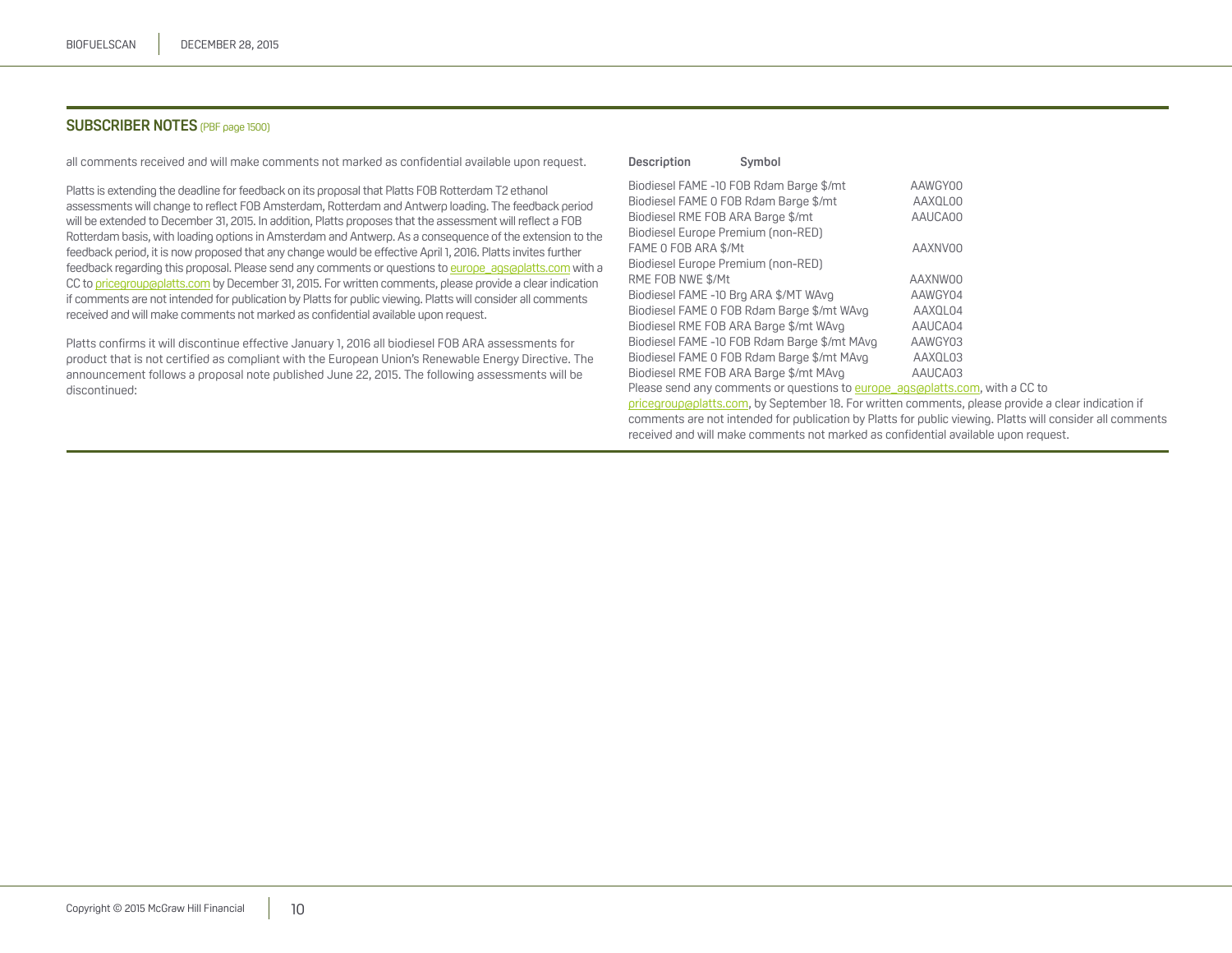## SUBSCRIBER NOTES (PBF page 1500)

all comments received and will make comments not marked as confidential available upon request.

Platts is extending the deadline for feedback on its proposal that Platts FOB Rotterdam T2 ethanol assessments will change to reflect FOB Amsterdam, Rotterdam and Antwerp loading. The feedback period will be extended to December 31, 2015. In addition, Platts proposes that the assessment will reflect a FOB Rotterdam basis, with loading options in Amsterdam and Antwerp. As a consequence of the extension to the feedback period, it is now proposed that any change would be effective April 1, 2016. Platts invites further feedback regarding this proposal. Please send any comments or questions to europe_ags@platts.com with a CC to pricegroup@platts.com by December 31, 2015. For written comments, please provide a clear indication if comments are not intended for publication by Platts for public viewing. Platts will consider all comments received and will make comments not marked as confidential available upon request.

Platts confirms it will discontinue effective January 1, 2016 all biodiesel FOB ARA assessments for product that is not certified as compliant with the European Union's Renewable Energy Directive. The announcement follows a proposal note published June 22, 2015. The following assessments will be discontinued:

| Description | Symbol |
|---|---|
| Biodiesel FAME -10 FOB Rdam Barge $/mt | AAWGY00 |
| Biodiesel FAME 0 FOB Rdam Barge $/mt | AAXQL00 |
| Biodiesel RME FOB ARA Barge $/mt | AAUCA00 |
| Biodiesel Europe Premium (non-RED) FAME 0 FOB ARA $/Mt | AAXNV00 |
| Biodiesel Europe Premium (non-RED) RME FOB NWE $/Mt | AAXNW00 |
| Biodiesel FAME -10 Brg ARA $/MT WAvg | AAWGY04 |
| Biodiesel FAME 0 FOB Rdam Barge $/mt WAvg | AAXQL04 |
| Biodiesel RME FOB ARA Barge $/mt WAvg | AAUCA04 |
| Biodiesel FAME -10 FOB Rdam Barge $/mt MAvg | AAWGY03 |
| Biodiesel FAME 0 FOB Rdam Barge $/mt MAvg | AAXQL03 |
| Biodiesel RME FOB ARA Barge $/mt MAvg | AAUCA03 |

Please send any comments or questions to europe_ags@platts.com, with a CC to pricegroup@platts.com, by September 18. For written comments, please provide a clear indication if comments are not intended for publication by Platts for public viewing. Platts will consider all comments received and will make comments not marked as confidential available upon request.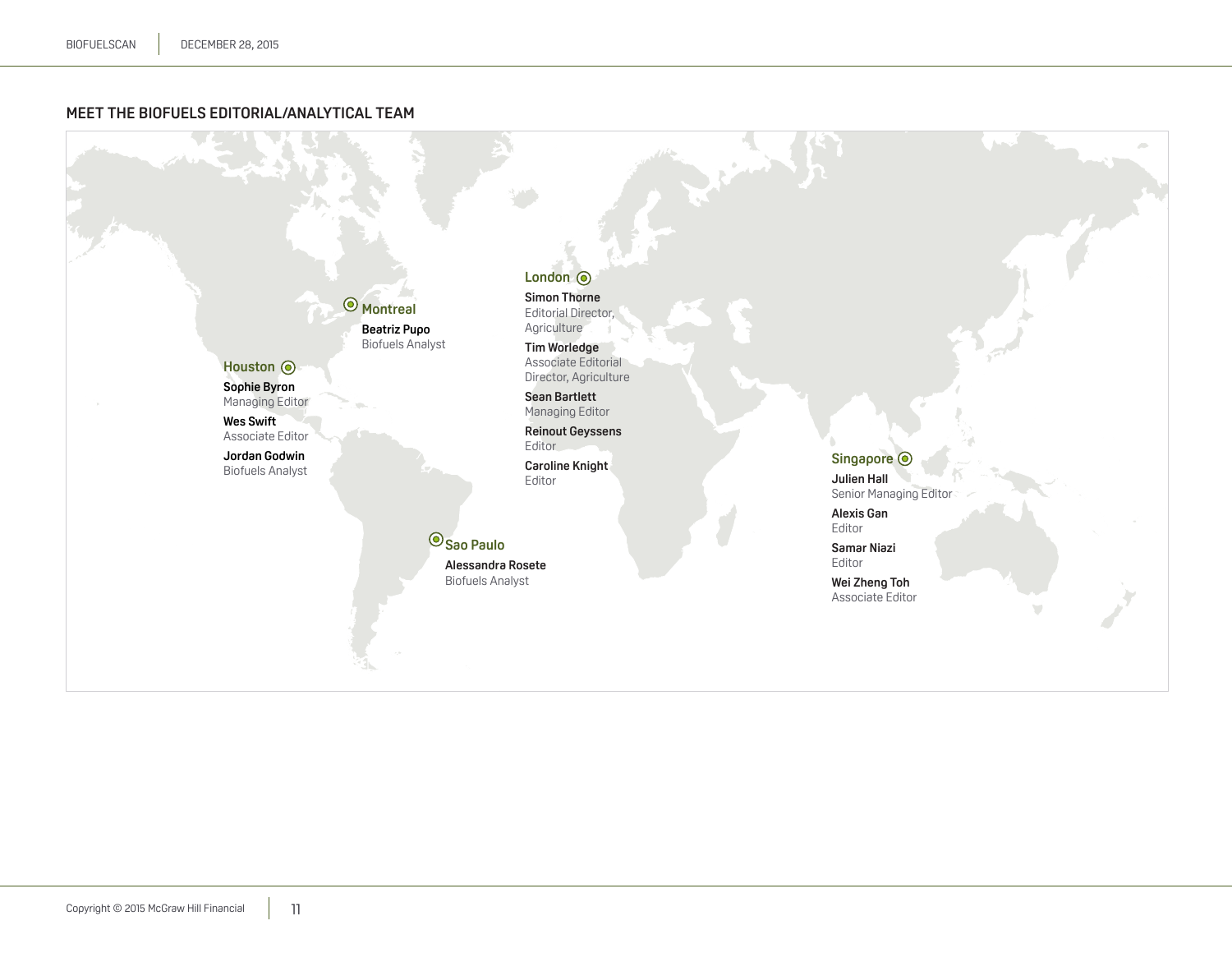## MEET THE BIOFUELS EDITORIAL/ANALYTICAL TEAM

### Houston

**Sophie Byron**
Managing Editor

**Wes Swift**
Associate Editor

**Jordan Godwin**
Biofuels Analyst

### Montreal

**Beatriz Pupo**
Biofuels Analyst

### Sao Paulo

**Alessandra Rosete**
Biofuels Analyst

### London

**Simon Thorne**
Editorial Director, Agriculture

**Tim Worledge**
Associate Editorial Director, Agriculture

**Sean Bartlett**
Managing Editor

**Reinout Geyssens**
Editor

**Caroline Knight**
Editor

### Singapore

**Julien Hall**
Senior Managing Editor

**Alexis Gan**
Editor

**Samar Niazi**
Editor

**Wei Zheng Toh**
Associate Editor

Copyright © 2015 McGraw Hill Financial